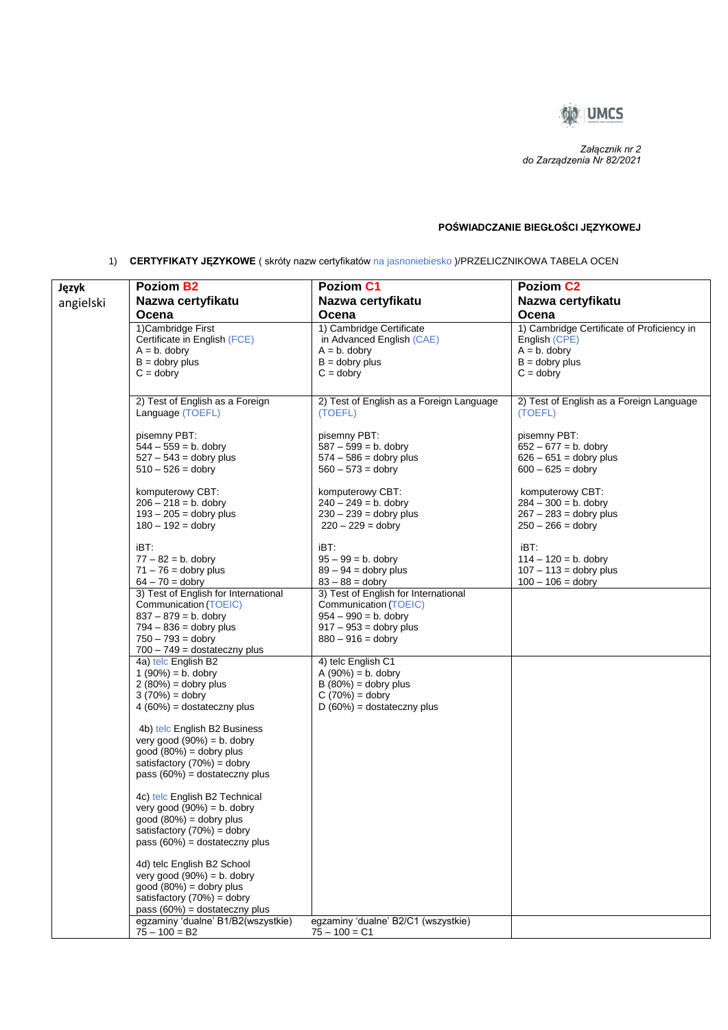*Załącznik nr 2*
*do Zarządzenia Nr 82/2021*

**POŚWIADCZANIE BIEGŁOŚCI JĘZYKOWEJ**

1) **CERTYFIKATY JĘZYKOWE** ( skróty nazw certyfikatów na jasnoniebiesko )/PRZELICZNIKOWA TABELA OCEN

| **Język** angielski | **Poziom B2** **Nazwa certyfikatu** **Ocena** | **Poziom C1** **Nazwa certyfikatu** **Ocena** | **Poziom C2** **Nazwa certyfikatu** **Ocena** |
|---|---|---|---|
| | 1)Cambridge First Certificate in English (FCE)<br>A = b. dobry<br>B = dobry plus<br>C = dobry | 1) Cambridge Certificate in Advanced English (CAE)<br>A = b. dobry<br>B = dobry plus<br>C = dobry | 1) Cambridge Certificate of Proficiency in English (CPE)<br>A = b. dobry<br>B = dobry plus<br>C = dobry |
| | 2) Test of English as a Foreign Language (TOEFL)<br><br>pisemny PBT:<br>544 – 559 = b. dobry<br>527 – 543 = dobry plus<br>510 – 526 = dobry<br><br>komputerowy CBT:<br>206 – 218 = b. dobry<br>193 – 205 = dobry plus<br>180 – 192 = dobry<br><br>iBT:<br>77 – 82 = b. dobry<br>71 – 76 = dobry plus<br>64 – 70 = dobry | 2) Test of English as a Foreign Language (TOEFL)<br><br>pisemny PBT:<br>587 – 599 = b. dobry<br>574 – 586 = dobry plus<br>560 – 573 = dobry<br><br>komputerowy CBT:<br>240 – 249 = b. dobry<br>230 – 239 = dobry plus<br>220 – 229 = dobry<br><br>iBT:<br>95 – 99 = b. dobry<br>89 – 94 = dobry plus<br>83 – 88 = dobry | 2) Test of English as a Foreign Language (TOEFL)<br><br>pisemny PBT:<br>652 – 677 = b. dobry<br>626 – 651 = dobry plus<br>600 – 625 = dobry<br><br>komputerowy CBT:<br>284 – 300 = b. dobry<br>267 – 283 = dobry plus<br>250 – 266 = dobry<br><br>iBT:<br>114 – 120 = b. dobry<br>107 – 113 = dobry plus<br>100 – 106 = dobry |
| | 3) Test of English for International Communication (TOEIC)<br>837 – 879 = b. dobry<br>794 – 836 = dobry plus<br>750 – 793 = dobry<br>700 – 749 = dostateczny plus | 3) Test of English for International Communication (TOEIC)<br>954 – 990 = b. dobry<br>917 – 953 = dobry plus<br>880 – 916 = dobry | |
| | 4a) telc English B2<br>1 (90%) = b. dobry<br>2 (80%) = dobry plus<br>3 (70%) = dobry<br>4 (60%) = dostateczny plus<br><br>4b) telc English B2 Business<br>very good (90%) = b. dobry<br>good (80%) = dobry plus<br>satisfactory (70%) = dobry<br>pass (60%) = dostateczny plus<br><br>4c) telc English B2 Technical<br>very good (90%) = b. dobry<br>good (80%) = dobry plus<br>satisfactory (70%) = dobry<br>pass (60%) = dostateczny plus<br><br>4d) telc English B2 School<br>very good (90%) = b. dobry<br>good (80%) = dobry plus<br>satisfactory (70%) = dobry<br>pass (60%) = dostateczny plus | 4) telc English C1<br>A (90%) = b. dobry<br>B (80%) = dobry plus<br>C (70%) = dobry<br>D (60%) = dostateczny plus | |
| | egzaminy 'dualne' B1/B2(wszystkie)<br>75 – 100 = B2 | egzaminy 'dualne' B2/C1 (wszystkie)<br>75 – 100 = C1 | |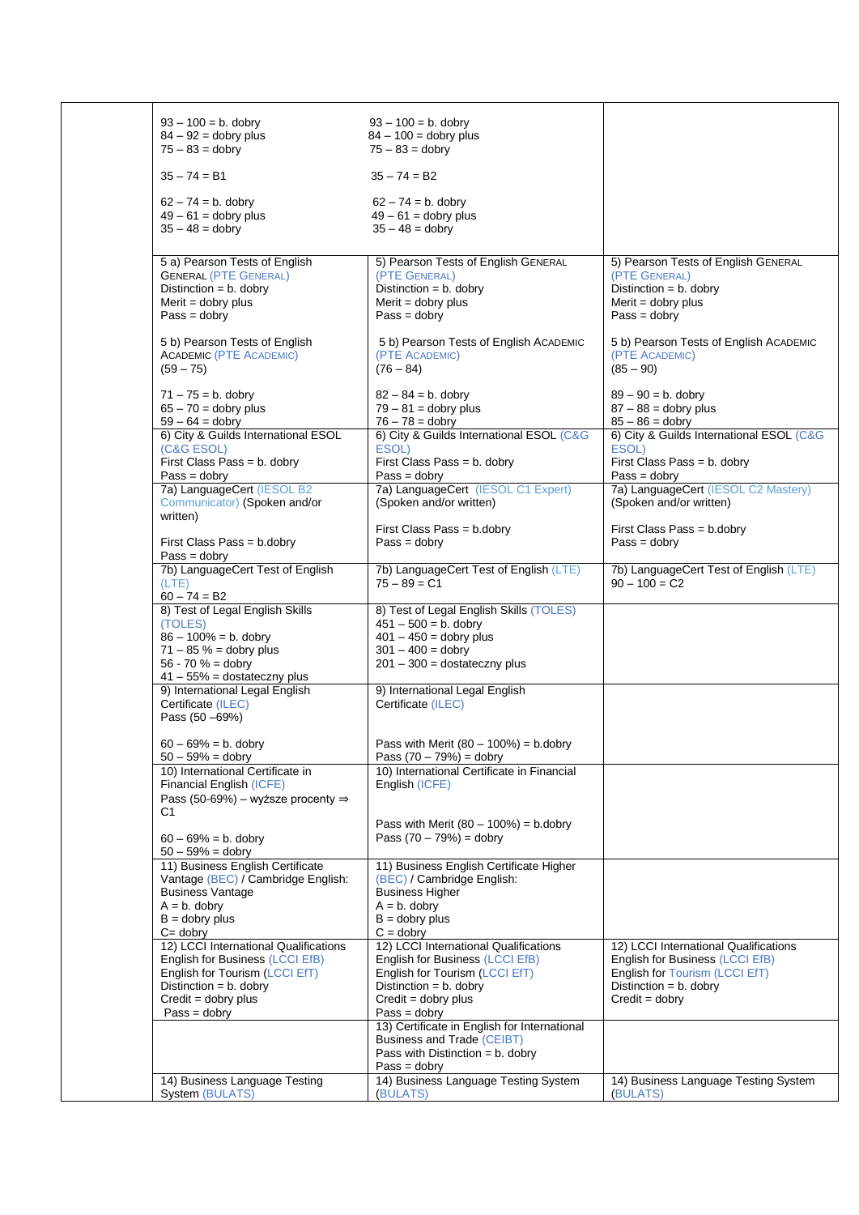| | | | |
|---|---|---|---|
| | 93 – 100 = b. dobry<br>84 – 92 = dobry plus<br>75 – 83 = dobry<br><br>35 – 74 = B1<br><br>62 – 74 = b. dobry<br>49 – 61 = dobry plus<br>35 – 48 = dobry | 93 – 100 = b. dobry<br>84 – 100 = dobry plus<br>75 – 83 = dobry<br><br>35 – 74 = B2<br><br>62 – 74 = b. dobry<br>49 – 61 = dobry plus<br>35 – 48 = dobry | |
| | 5 a) Pearson Tests of English GENERAL (PTE GENERAL)<br>Distinction = b. dobry<br>Merit = dobry plus<br>Pass = dobry<br><br>5 b) Pearson Tests of English ACADEMIC (PTE ACADEMIC)<br>(59 – 75)<br><br>71 – 75 = b. dobry<br>65 – 70 = dobry plus<br>59 – 64 = dobry | 5) Pearson Tests of English GENERAL (PTE GENERAL)<br>Distinction = b. dobry<br>Merit = dobry plus<br>Pass = dobry<br><br>5 b) Pearson Tests of English ACADEMIC (PTE ACADEMIC)<br>(76 – 84)<br><br>82 – 84 = b. dobry<br>79 – 81 = dobry plus<br>76 – 78 = dobry | 5) Pearson Tests of English GENERAL (PTE GENERAL)<br>Distinction = b. dobry<br>Merit = dobry plus<br>Pass = dobry<br><br>5 b) Pearson Tests of English ACADEMIC (PTE ACADEMIC)<br>(85 – 90)<br><br>89 – 90 = b. dobry<br>87 – 88 = dobry plus<br>85 – 86 = dobry |
| | 6) City & Guilds International ESOL (C&G ESOL)<br>First Class Pass = b. dobry<br>Pass = dobry | 6) City & Guilds International ESOL (C&G ESOL)<br>First Class Pass = b. dobry<br>Pass = dobry | 6) City & Guilds International ESOL (C&G ESOL)<br>First Class Pass = b. dobry<br>Pass = dobry |
| | 7a) LanguageCert (IESOL B2 Communicator) (Spoken and/or written)<br><br>First Class Pass = b.dobry<br>Pass = dobry | 7a) LanguageCert (IESOL C1 Expert) (Spoken and/or written)<br><br>First Class Pass = b.dobry<br>Pass = dobry | 7a) LanguageCert (IESOL C2 Mastery) (Spoken and/or written)<br><br>First Class Pass = b.dobry<br>Pass = dobry |
| | 7b) LanguageCert Test of English (LTE)<br>60 – 74 = B2 | 7b) LanguageCert Test of English (LTE)<br>75 – 89 = C1 | 7b) LanguageCert Test of English (LTE)<br>90 – 100 = C2 |
| | 8) Test of Legal English Skills (TOLES)<br>86 – 100% = b. dobry<br>71 – 85 % = dobry plus<br>56 - 70 % = dobry<br>41 – 55% = dostateczny plus | 8) Test of Legal English Skills (TOLES)<br>451 – 500 = b. dobry<br>401 – 450 = dobry plus<br>301 – 400 = dobry<br>201 – 300 = dostateczny plus | |
| | 9) International Legal English Certificate (ILEC)<br>Pass (50 –69%)<br><br>60 – 69% = b. dobry<br>50 – 59% = dobry | 9) International Legal English Certificate (ILEC)<br><br>Pass with Merit (80 – 100%) = b.dobry<br>Pass (70 – 79%) = dobry | |
| | 10) International Certificate in Financial English (ICFE)<br>Pass (50-69%) – wyższe procenty ⇒ C1<br><br>60 – 69% = b. dobry<br>50 – 59% = dobry | 10) International Certificate in Financial English (ICFE)<br><br>Pass with Merit (80 – 100%) = b.dobry<br>Pass (70 – 79%) = dobry | |
| | 11) Business English Certificate Vantage (BEC) / Cambridge English: Business Vantage<br>A = b. dobry<br>B = dobry plus<br>C= dobry | 11) Business English Certificate Higher (BEC) / Cambridge English: Business Higher<br>A = b. dobry<br>B = dobry plus<br>C = dobry | |
| | 12) LCCI International Qualifications English for Business (LCCI EfB)<br>English for Tourism (LCCI EfT)<br>Distinction = b. dobry<br>Credit = dobry plus<br>Pass = dobry | 12) LCCI International Qualifications English for Business (LCCI EfB)<br>English for Tourism (LCCI EfT)<br>Distinction = b. dobry<br>Credit = dobry plus<br>Pass = dobry | 12) LCCI International Qualifications English for Business (LCCI EfB)<br>English for Tourism (LCCI EfT)<br>Distinction = b. dobry<br>Credit = dobry |
| | | 13) Certificate in English for International Business and Trade (CEIBT)<br>Pass with Distinction = b. dobry<br>Pass = dobry | |
| | 14) Business Language Testing System (BULATS) | 14) Business Language Testing System (BULATS) | 14) Business Language Testing System (BULATS) |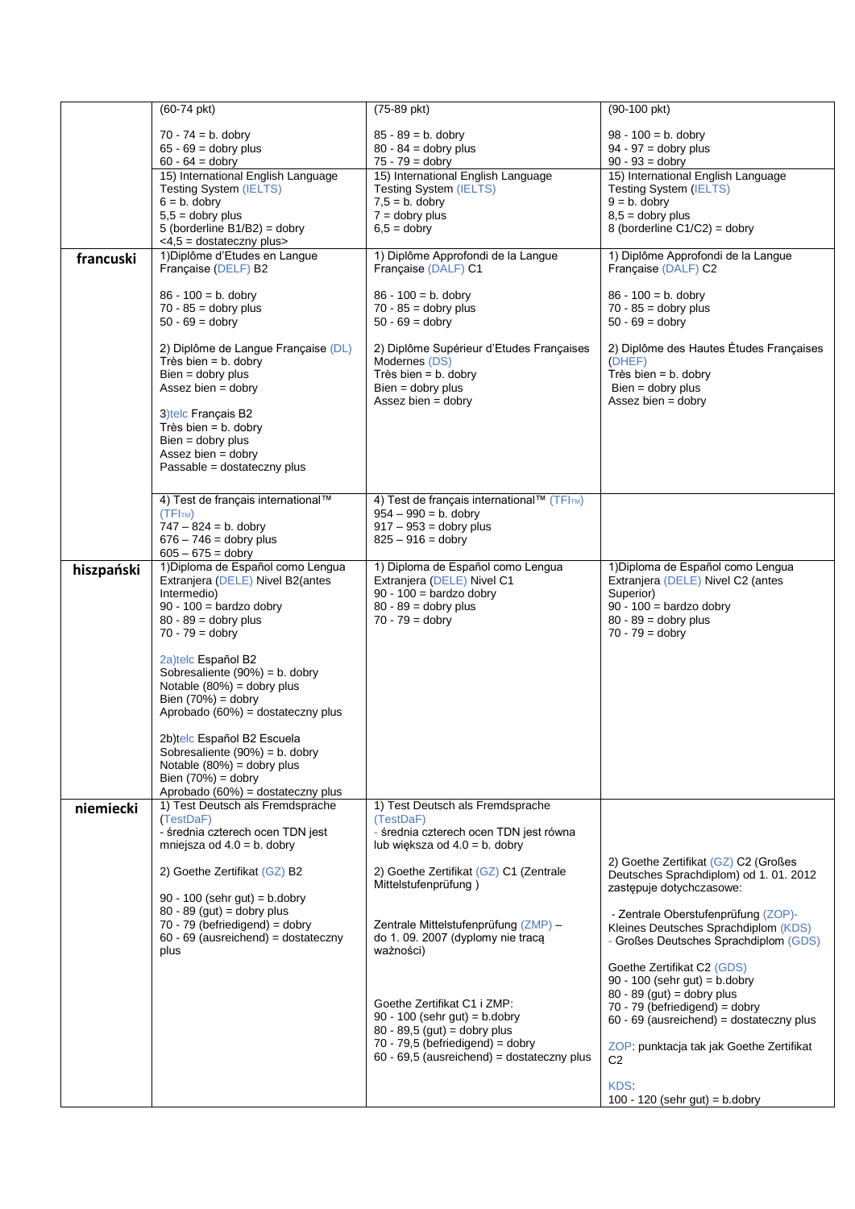| | | | |
|---|---|---|---|
| | (60-74 pkt)<br><br>70 - 74 = b. dobry<br>65 - 69 = dobry plus<br>60 - 64 = dobry | (75-89 pkt)<br><br>85 - 89 = b. dobry<br>80 - 84 = dobry plus<br>75 - 79 = dobry | (90-100 pkt)<br><br>98 - 100 = b. dobry<br>94 - 97 = dobry plus<br>90 - 93 = dobry |
| | 15) International English Language Testing System (IELTS)<br>6 = b. dobry<br>5,5 = dobry plus<br>5 (borderline B1/B2) = dobry<br><4,5 = dostateczny plus> | 15) International English Language Testing System (IELTS)<br>7,5 = b. dobry<br>7 = dobry plus<br>6,5 = dobry | 15) International English Language Testing System (IELTS)<br>9 = b. dobry<br>8,5 = dobry plus<br>8 (borderline C1/C2) = dobry |
| **francuski** | 1)Diplôme d'Etudes en Langue Française (DELF) B2<br><br>86 - 100 = b. dobry<br>70 - 85 = dobry plus<br>50 - 69 = dobry<br><br>2) Diplôme de Langue Française (DL)<br>Très bien = b. dobry<br>Bien = dobry plus<br>Assez bien = dobry<br><br>3)telc Français B2<br>Très bien = b. dobry<br>Bien = dobry plus<br>Assez bien = dobry<br>Passable = dostateczny plus | 1) Diplôme Approfondi de la Langue Française (DALF) C1<br><br>86 - 100 = b. dobry<br>70 - 85 = dobry plus<br>50 - 69 = dobry<br><br>2) Diplôme Supérieur d'Etudes Françaises Modernes (DS)<br>Très bien = b. dobry<br>Bien = dobry plus<br>Assez bien = dobry | 1) Diplôme Approfondi de la Langue Française (DALF) C2<br><br>86 - 100 = b. dobry<br>70 - 85 = dobry plus<br>50 - 69 = dobry<br><br>2) Diplôme des Hautes Études Françaises (DHEF)<br>Très bien = b. dobry<br>Bien = dobry plus<br>Assez bien = dobry |
| | 4) Test de français international™ (TFI™)<br>747 – 824 = b. dobry<br>676 – 746 = dobry plus<br>605 – 675 = dobry | 4) Test de français international™ (TFI™)<br>954 – 990 = b. dobry<br>917 – 953 = dobry plus<br>825 – 916 = dobry | |
| **hiszpański** | 1)Diploma de Español como Lengua Extranjera (DELE) Nivel B2(antes Intermedio)<br>90 - 100 = bardzo dobry<br>80 - 89 = dobry plus<br>70 - 79 = dobry<br><br>2a)telc Español B2<br>Sobresaliente (90%) = b. dobry<br>Notable (80%) = dobry plus<br>Bien (70%) = dobry<br>Aprobado (60%) = dostateczny plus<br><br>2b)telc Español B2 Escuela<br>Sobresaliente (90%) = b. dobry<br>Notable (80%) = dobry plus<br>Bien (70%) = dobry<br>Aprobado (60%) = dostateczny plus | 1) Diploma de Español como Lengua Extranjera (DELE) Nivel C1<br>90 - 100 = bardzo dobry<br>80 - 89 = dobry plus<br>70 - 79 = dobry | 1)Diploma de Español como Lengua Extranjera (DELE) Nivel C2 (antes Superior)<br>90 - 100 = bardzo dobry<br>80 - 89 = dobry plus<br>70 - 79 = dobry |
| **niemiecki** | 1) Test Deutsch als Fremdsprache (TestDaF)<br>- średnia czterech ocen TDN jest mniejsza od 4.0 = b. dobry<br><br>2) Goethe Zertifikat (GZ) B2<br><br>90 - 100 (sehr gut) = b.dobry<br>80 - 89 (gut) = dobry plus<br>70 - 79 (befriedigend) = dobry<br>60 - 69 (ausreichend) = dostateczny plus | 1) Test Deutsch als Fremdsprache (TestDaF)<br>- średnia czterech ocen TDN jest równa lub większa od 4.0 = b. dobry<br><br>2) Goethe Zertifikat (GZ) C1 (Zentrale Mittelstufenprüfung )<br><br>Zentrale Mittelstufenprüfung (ZMP) – do 1. 09. 2007 (dyplomy nie tracą ważności)<br><br>Goethe Zertifikat C1 i ZMP:<br>90 - 100 (sehr gut) = b.dobry<br>80 - 89,5 (gut) = dobry plus<br>70 - 79,5 (befriedigend) = dobry<br>60 - 69,5 (ausreichend) = dostateczny plus | 2) Goethe Zertifikat (GZ) C2 (Großes Deutsches Sprachdiplom) od 1. 01. 2012 zastępuje dotychczasowe:<br><br>- Zentrale Oberstufenprüfung (ZOP)- Kleines Deutsches Sprachdiplom (KDS)<br>- Großes Deutsches Sprachdiplom (GDS)<br><br>Goethe Zertifikat C2 (GDS)<br>90 - 100 (sehr gut) = b.dobry<br>80 - 89 (gut) = dobry plus<br>70 - 79 (befriedigend) = dobry<br>60 - 69 (ausreichend) = dostateczny plus<br><br>ZOP: punktacja tak jak Goethe Zertifikat C2<br><br>KDS:<br>100 - 120 (sehr gut) = b.dobry |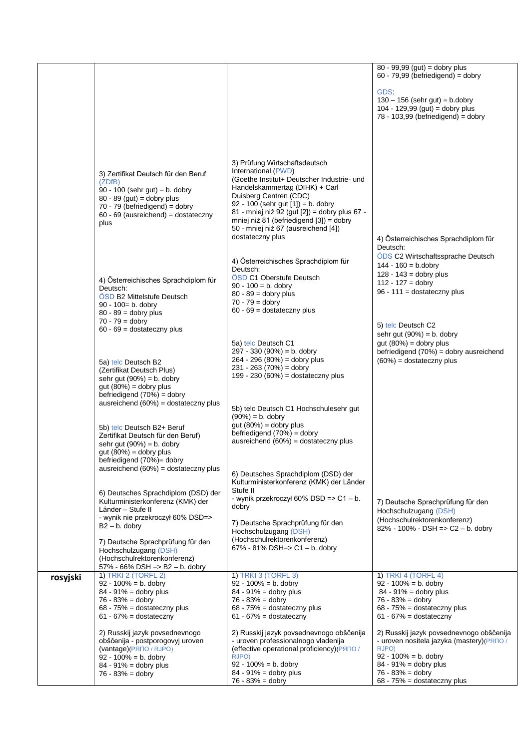| | | | |
|---|---|---|---|
| | 3) Zertifikat Deutsch für den Beruf (ZDfB)<br>90 - 100 (sehr gut) = b. dobry<br>80 - 89 (gut) = dobry plus<br>70 - 79 (befriedigend) = dobry<br>60 - 69 (ausreichend) = dostateczny plus<br><br>4) Österreichisches Sprachdiplom für Deutsch:<br>ÖSD B2 Mittelstufe Deutsch<br>90 - 100= b. dobry<br>80 - 89 = dobry plus<br>70 - 79 = dobry<br>60 - 69 = dostateczny plus<br><br>5a) telc Deutsch B2<br>(Zertifikat Deutsch Plus)<br>sehr gut (90%) = b. dobry<br>gut (80%) = dobry plus<br>befriedigend (70%) = dobry<br>ausreichend (60%) = dostateczny plus<br><br>5b) telc Deutsch B2+ Beruf<br>Zertifikat Deutsch für den Beruf)<br>sehr gut (90%) = b. dobry<br>gut (80%) = dobry plus<br>befriedigend (70%)= dobry<br>ausreichend (60%) = dostateczny plus<br><br>6) Deutsches Sprachdiplom (DSD) der Kulturministerkonferenz (KMK) der Länder – Stufe II<br>- wynik nie przekroczył 60% DSD=> B2 – b. dobry<br><br>7) Deutsche Sprachprüfung für den Hochschulzugang (DSH)<br>(Hochschulrektorenkonferenz)<br>57% - 66% DSH => B2 – b. dobry | 3) Prüfung Wirtschaftsdeutsch International (PWD)<br>(Goethe Institut+ Deutscher Industrie- und Handelskammertag (DIHK) + Carl Duisberg Centren (CDC)<br>92 - 100 (sehr gut [1]) = b. dobry<br>81 - mniej niż 92 (gut [2]) = dobry plus 67 - mniej niż 81 (befriedigend [3]) = dobry<br>50 - mniej niż 67 (ausreichend [4]) dostateczny plus<br><br>4) Österreichisches Sprachdiplom für Deutsch:<br>ÖSD C1 Oberstufe Deutsch<br>90 - 100 = b. dobry<br>80 - 89 = dobry plus<br>70 - 79 = dobry<br>60 - 69 = dostateczny plus<br><br>5a) telc Deutsch C1<br>297 - 330 (90%) = b. dobry<br>264 - 296 (80%) = dobry plus<br>231 - 263 (70%) = dobry<br>199 - 230 (60%) = dostateczny plus<br><br>5b) telc Deutsch C1 Hochschulesehr gut (90%) = b. dobry<br>gut (80%) = dobry plus<br>befriedigend (70%) = dobry<br>ausreichend (60%) = dostateczny plus<br><br>6) Deutsches Sprachdiplom (DSD) der Kulturministerkonferenz (KMK) der Länder Stufe II<br>- wynik przekroczył 60% DSD => C1 – b. dobry<br><br>7) Deutsche Sprachprüfung für den Hochschulzugang (DSH)<br>(Hochschulrektorenkonferenz)<br>67% - 81% DSH=> C1 – b. dobry | 80 - 99,99 (gut) = dobry plus<br>60 - 79,99 (befriedigend) = dobry<br><br>GDS:<br>130 – 156 (sehr gut) = b.dobry<br>104 - 129,99 (gut) = dobry plus<br>78 - 103,99 (befriedigend) = dobry<br><br>4) Österreichisches Sprachdiplom für Deutsch:<br>ÖDS C2 Wirtschaftssprache Deutsch<br>144 - 160 = b.dobry<br>128 - 143 = dobry plus<br>112 - 127 = dobry<br>96 - 111 = dostateczny plus<br><br>5) telc Deutsch C2<br>sehr gut (90%) = b. dobry<br>gut (80%) = dobry plus<br>befriedigend (70%) = dobry ausreichend (60%) = dostateczny plus<br><br>7) Deutsche Sprachprüfung für den Hochschulzugang (DSH)<br>(Hochschulrektorenkonferenz)<br>82% - 100% - DSH => C2 – b. dobry |
| **rosyjski** | 1) TRKI 2 (TORFL 2)<br>92 - 100% = b. dobry<br>84 - 91% = dobry plus<br>76 - 83% = dobry<br>68 - 75% = dostateczny plus<br>61 - 67% = dostateczny<br><br>2) Russkij jazyk povsednevnogo obščenija - postporogovyj uroven (vantage)(РЯПО / RJPO)<br>92 - 100% = b. dobry<br>84 - 91% = dobry plus<br>76 - 83% = dobry | 1) TRKI 3 (TORFL 3)<br>92 - 100% = b. dobry<br>84 - 91% = dobry plus<br>76 - 83% = dobry<br>68 - 75% = dostateczny plus<br>61 - 67% = dostateczny<br><br>2) Russkij jazyk povsednevnogo obščenija - uroven professionalnogo vladenija (effective operational proficiency)(РЯПО / RJPO)<br>92 - 100% = b. dobry<br>84 - 91% = dobry plus<br>76 - 83% = dobry | 1) TRKI 4 (TORFL 4)<br>92 - 100% = b. dobry<br>84 - 91% = dobry plus<br>76 - 83% = dobry<br>68 - 75% = dostateczny plus<br>61 - 67% = dostateczny<br><br>2) Russkij jazyk povsednevnogo obščenija - uroven nositela jazyka (mastery)(РЯПО / RJPO)<br>92 - 100% = b. dobry<br>84 - 91% = dobry plus<br>76 - 83% = dobry<br>68 - 75% = dostateczny plus |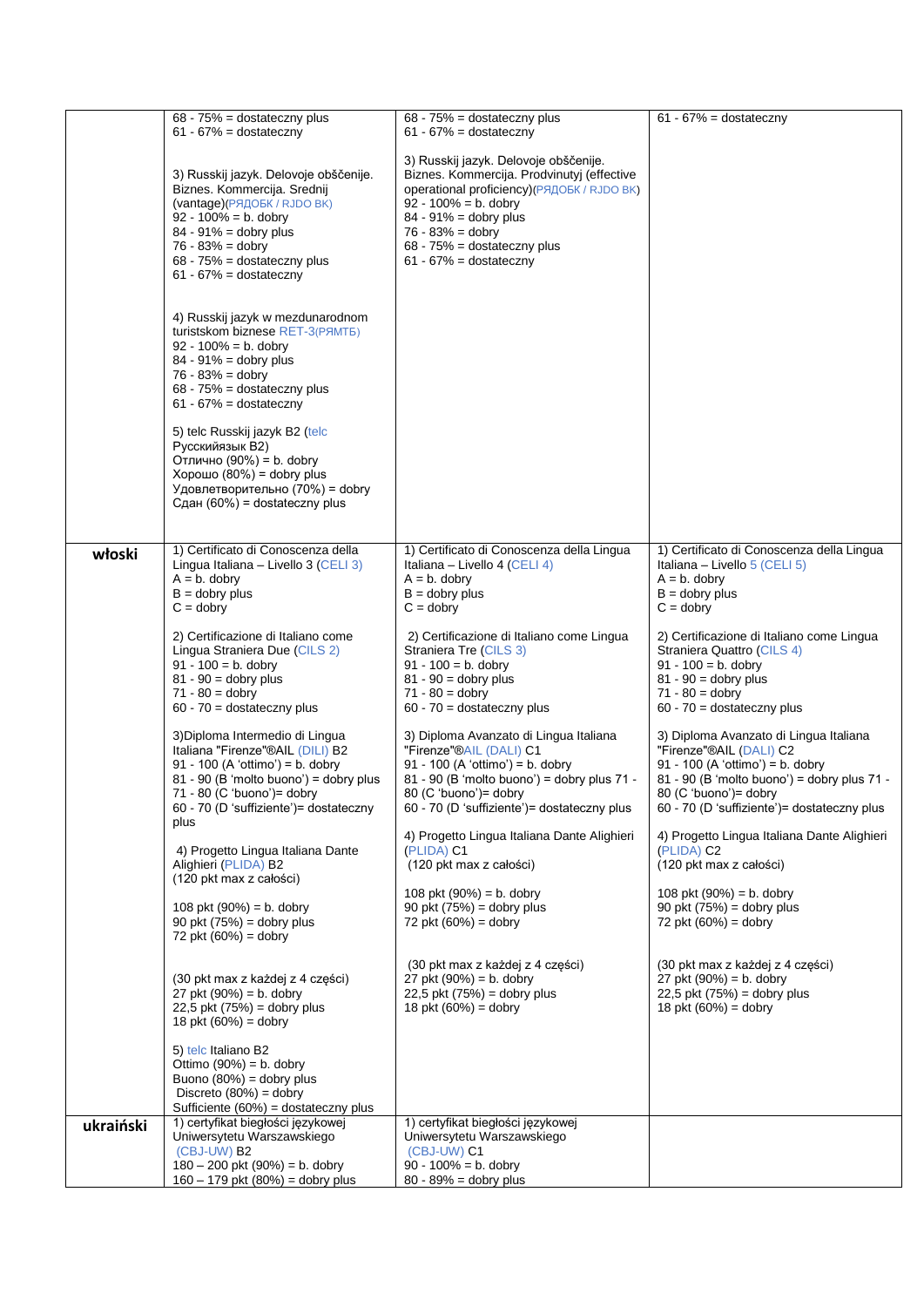| | | | |
|---|---|---|---|
| | 68 - 75% = dostateczny plus<br>61 - 67% = dostateczny<br><br>3) Russkij jazyk. Delovoje obščenije. Biznes. Kommercija. Srednij (vantage)(РЯДОБК / RJDO BK)<br>92 - 100% = b. dobry<br>84 - 91% = dobry plus<br>76 - 83% = dobry<br>68 - 75% = dostateczny plus<br>61 - 67% = dostateczny<br><br>4) Russkij jazyk w mezdunarodnom turistskom biznese RET-3(РЯМТБ)<br>92 - 100% = b. dobry<br>84 - 91% = dobry plus<br>76 - 83% = dobry<br>68 - 75% = dostateczny plus<br>61 - 67% = dostateczny<br><br>5) telc Russkij jazyk B2 (telc Русскийязык B2)<br>Отлично (90%) = b. dobry<br>Хорошо (80%) = dobry plus<br>Удовлетворительно (70%) = dobry<br>Сдан (60%) = dostateczny plus | 68 - 75% = dostateczny plus<br>61 - 67% = dostateczny<br><br>3) Russkij jazyk. Delovoje obščenije. Biznes. Kommercija. Prodvinutyj (effective operational proficiency)(РЯДОБК / RJDO BK)<br>92 - 100% = b. dobry<br>84 - 91% = dobry plus<br>76 - 83% = dobry<br>68 - 75% = dostateczny plus<br>61 - 67% = dostateczny | 61 - 67% = dostateczny |
| **włoski** | 1) Certificato di Conoscenza della Lingua Italiana – Livello 3 (CELI 3)<br>A = b. dobry<br>B = dobry plus<br>C = dobry<br><br>2) Certificazione di Italiano come Lingua Straniera Due (CILS 2)<br>91 - 100 = b. dobry<br>81 - 90 = dobry plus<br>71 - 80 = dobry<br>60 - 70 = dostateczny plus<br><br>3)Diploma Intermedio di Lingua Italiana "Firenze"®AIL (DILI) B2<br>91 - 100 (A 'ottimo') = b. dobry<br>81 - 90 (B 'molto buono') = dobry plus<br>71 - 80 (C 'buono')= dobry<br>60 - 70 (D 'suffiziente')= dostateczny plus<br><br>4) Progetto Lingua Italiana Dante Alighieri (PLIDA) B2<br>(120 pkt max z całości)<br><br>108 pkt (90%) = b. dobry<br>90 pkt (75%) = dobry plus<br>72 pkt (60%) = dobry<br><br>(30 pkt max z każdej z 4 części)<br>27 pkt (90%) = b. dobry<br>22,5 pkt (75%) = dobry plus<br>18 pkt (60%) = dobry<br><br>5) telc Italiano B2<br>Ottimo (90%) = b. dobry<br>Buono (80%) = dobry plus<br>Discreto (80%) = dobry<br>Sufficiente (60%) = dostateczny plus | 1) Certificato di Conoscenza della Lingua Italiana – Livello 4 (CELI 4)<br>A = b. dobry<br>B = dobry plus<br>C = dobry<br><br>2) Certificazione di Italiano come Lingua Straniera Tre (CILS 3)<br>91 - 100 = b. dobry<br>81 - 90 = dobry plus<br>71 - 80 = dobry<br>60 - 70 = dostateczny plus<br><br>3) Diploma Avanzato di Lingua Italiana "Firenze"®AIL (DALI) C1<br>91 - 100 (A 'ottimo') = b. dobry<br>81 - 90 (B 'molto buono') = dobry plus 71 - 80 (C 'buono')= dobry<br>60 - 70 (D 'suffiziente')= dostateczny plus<br><br>4) Progetto Lingua Italiana Dante Alighieri (PLIDA) C1<br>(120 pkt max z całości)<br><br>108 pkt (90%) = b. dobry<br>90 pkt (75%) = dobry plus<br>72 pkt (60%) = dobry<br><br>(30 pkt max z każdej z 4 części)<br>27 pkt (90%) = b. dobry<br>22,5 pkt (75%) = dobry plus<br>18 pkt (60%) = dobry | 1) Certificato di Conoscenza della Lingua Italiana – Livello 5 (CELI 5)<br>A = b. dobry<br>B = dobry plus<br>C = dobry<br><br>2) Certificazione di Italiano come Lingua Straniera Quattro (CILS 4)<br>91 - 100 = b. dobry<br>81 - 90 = dobry plus<br>71 - 80 = dobry<br>60 - 70 = dostateczny plus<br><br>3) Diploma Avanzato di Lingua Italiana "Firenze"®AIL (DALI) C2<br>91 - 100 (A 'ottimo') = b. dobry<br>81 - 90 (B 'molto buono') = dobry plus 71 - 80 (C 'buono')= dobry<br>60 - 70 (D 'suffiziente')= dostateczny plus<br><br>4) Progetto Lingua Italiana Dante Alighieri (PLIDA) C2<br>(120 pkt max z całości)<br><br>108 pkt (90%) = b. dobry<br>90 pkt (75%) = dobry plus<br>72 pkt (60%) = dobry<br><br>(30 pkt max z każdej z 4 części)<br>27 pkt (90%) = b. dobry<br>22,5 pkt (75%) = dobry plus<br>18 pkt (60%) = dobry |
| **ukraiński** | 1) certyfikat biegłości językowej Uniwersytetu Warszawskiego (CBJ-UW) B2<br>180 – 200 pkt (90%) = b. dobry<br>160 – 179 pkt (80%) = dobry plus | 1) certyfikat biegłości językowej Uniwersytetu Warszawskiego (CBJ-UW) C1<br>90 - 100% = b. dobry<br>80 - 89% = dobry plus | |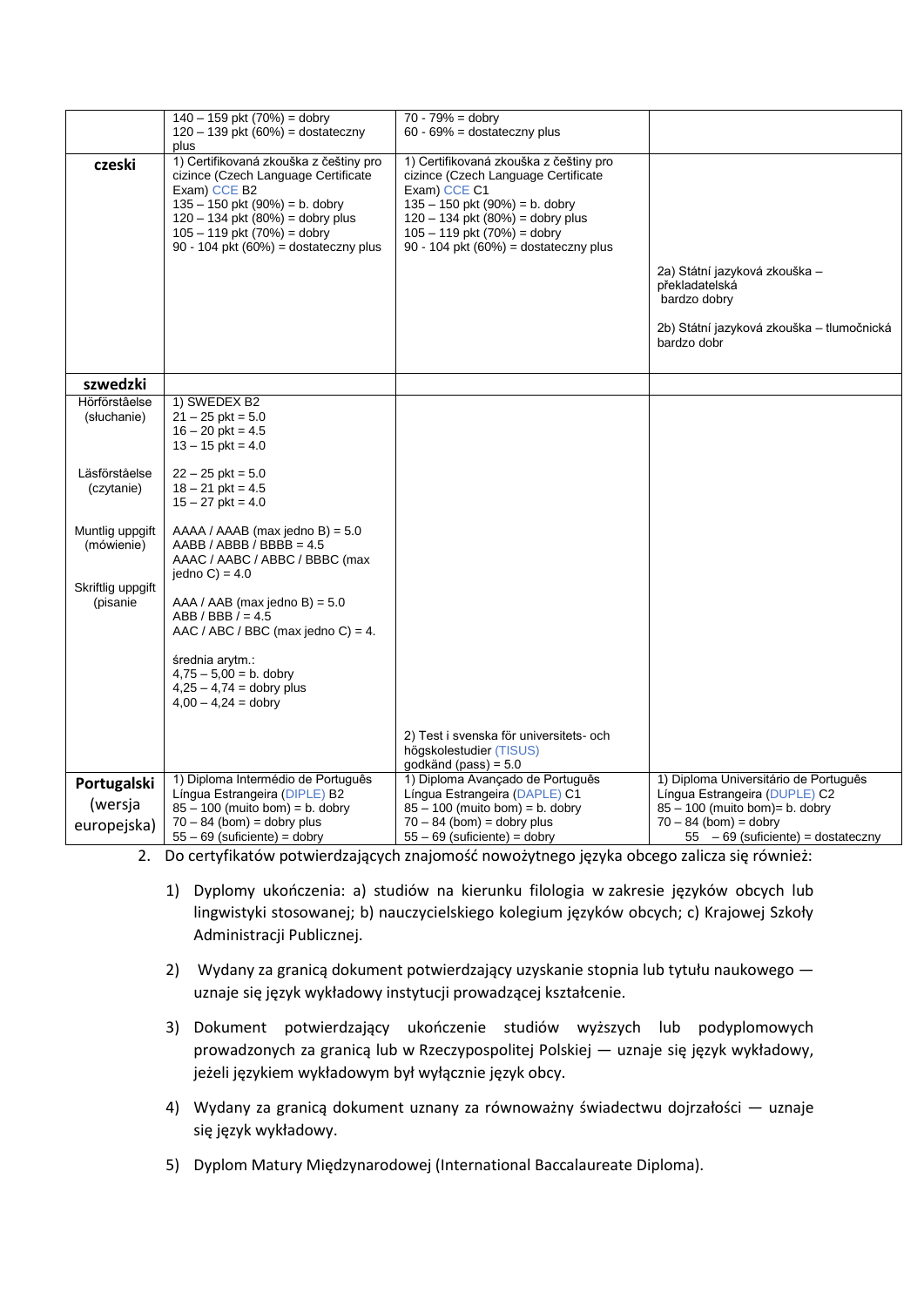| | | | |
|---|---|---|---|
| | 140 – 159 pkt (70%) = dobry<br>120 – 139 pkt (60%) = dostateczny plus | 70 - 79% = dobry<br>60 - 69% = dostateczny plus | |
| **czeski** | 1) Certifikovaná zkouška z češtiny pro cizince (Czech Language Certificate Exam) CCE B2<br>135 – 150 pkt (90%) = b. dobry<br>120 – 134 pkt (80%) = dobry plus<br>105 – 119 pkt (70%) = dobry<br>90 - 104 pkt (60%) = dostateczny plus | 1) Certifikovaná zkouška z češtiny pro cizince (Czech Language Certificate Exam) CCE C1<br>135 – 150 pkt (90%) = b. dobry<br>120 – 134 pkt (80%) = dobry plus<br>105 – 119 pkt (70%) = dobry<br>90 - 104 pkt (60%) = dostateczny plus | 2a) Státní jazyková zkouška – překladatelská<br>bardzo dobry<br><br>2b) Státní jazyková zkouška – tlumočnická bardzo dobr |
| **szwedzki** | | | |
| Hörförståelse (słuchanie)<br><br>Läsförståelse (czytanie)<br><br>Muntlig uppgift (mówienie)<br><br>Skriftlig uppgift (pisanie | 1) SWEDEX B2<br>21 – 25 pkt = 5.0<br>16 – 20 pkt = 4.5<br>13 – 15 pkt = 4.0<br><br>22 – 25 pkt = 5.0<br>18 – 21 pkt = 4.5<br>15 – 27 pkt = 4.0<br><br>AAAA / AAAB (max jedno B) = 5.0<br>AABB / ABBB / BBBB = 4.5<br>AAAC / AABC / ABBC / BBBC (max jedno C) = 4.0<br><br>AAA / AAB (max jedno B) = 5.0<br>ABB / BBB / = 4.5<br>AAC / ABC / BBC (max jedno C) = 4.<br><br>średnia arytm.:<br>4,75 – 5,00 = b. dobry<br>4,25 – 4,74 = dobry plus<br>4,00 – 4,24 = dobry | 2) Test i svenska för universitets- och högskolestudier (TISUS)<br>godkänd (pass) = 5.0 | |
| **Portugalski (wersja europejska)** | 1) Diploma Intermédio de Português Língua Estrangeira (DIPLE) B2<br>85 – 100 (muito bom) = b. dobry<br>70 – 84 (bom) = dobry plus<br>55 – 69 (suficiente) = dobry | 1) Diploma Avançado de Português Língua Estrangeira (DAPLE) C1<br>85 – 100 (muito bom) = b. dobry<br>70 – 84 (bom) = dobry plus<br>55 – 69 (suficiente) = dobry | 1) Diploma Universitário de Português Língua Estrangeira (DUPLE) C2<br>85 – 100 (muito bom)= b. dobry<br>70 – 84 (bom) = dobry<br>55 – 69 (suficiente) = dostateczny |

2. Do certyfikatów potwierdzających znajomość nowożytnego języka obcego zalicza się również:

   1) Dyplomy ukończenia: a) studiów na kierunku filologia w zakresie języków obcych lub lingwistyki stosowanej; b) nauczycielskiego kolegium języków obcych; c) Krajowej Szkoły Administracji Publicznej.

   2) Wydany za granicą dokument potwierdzający uzyskanie stopnia lub tytułu naukowego — uznaje się język wykładowy instytucji prowadzącej kształcenie.

   3) Dokument potwierdzający ukończenie studiów wyższych lub podyplomowych prowadzonych za granicą lub w Rzeczypospolitej Polskiej — uznaje się język wykładowy, jeżeli językiem wykładowym był wyłącznie język obcy.

   4) Wydany za granicą dokument uznany za równoważny świadectwu dojrzałości — uznaje się język wykładowy.

   5) Dyplom Matury Międzynarodowej (International Baccalaureate Diploma).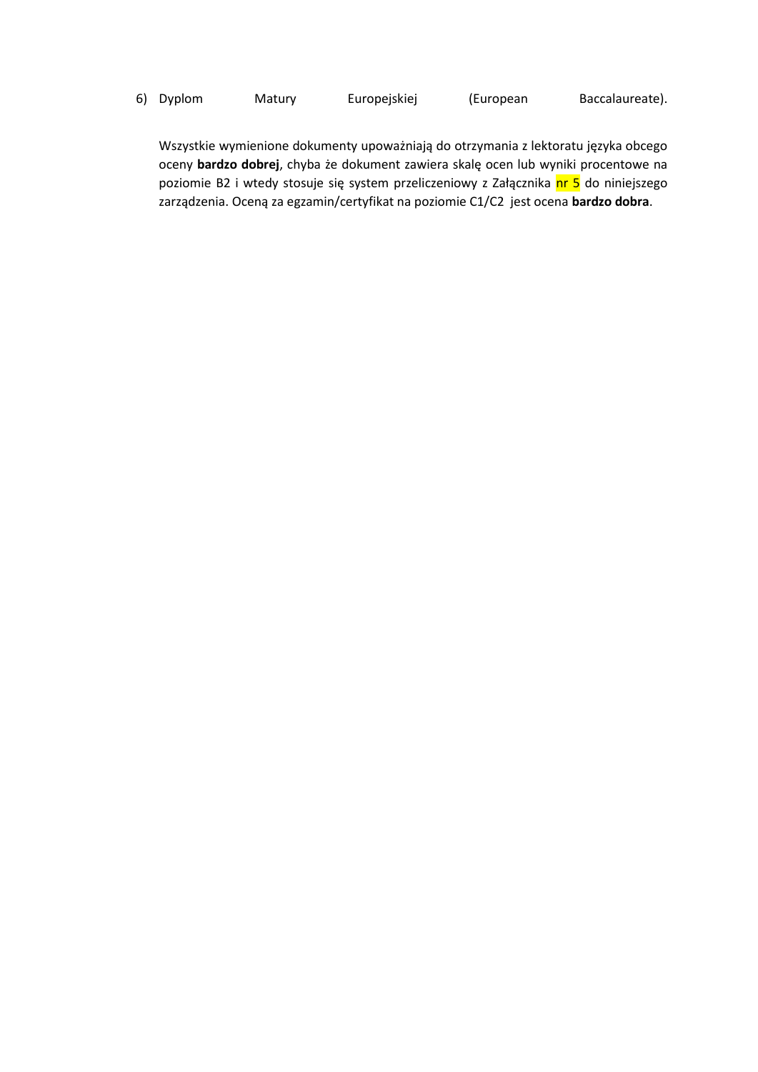6) Dyplom Matury Europejskiej (European Baccalaureate).

Wszystkie wymienione dokumenty upoważniają do otrzymania z lektoratu języka obcego oceny **bardzo dobrej**, chyba że dokument zawiera skalę ocen lub wyniki procentowe na poziomie B2 i wtedy stosuje się system przeliczeniowy z Załącznika nr 5 do niniejszego zarządzenia. Oceną za egzamin/certyfikat na poziomie C1/C2 jest ocena **bardzo dobra**.